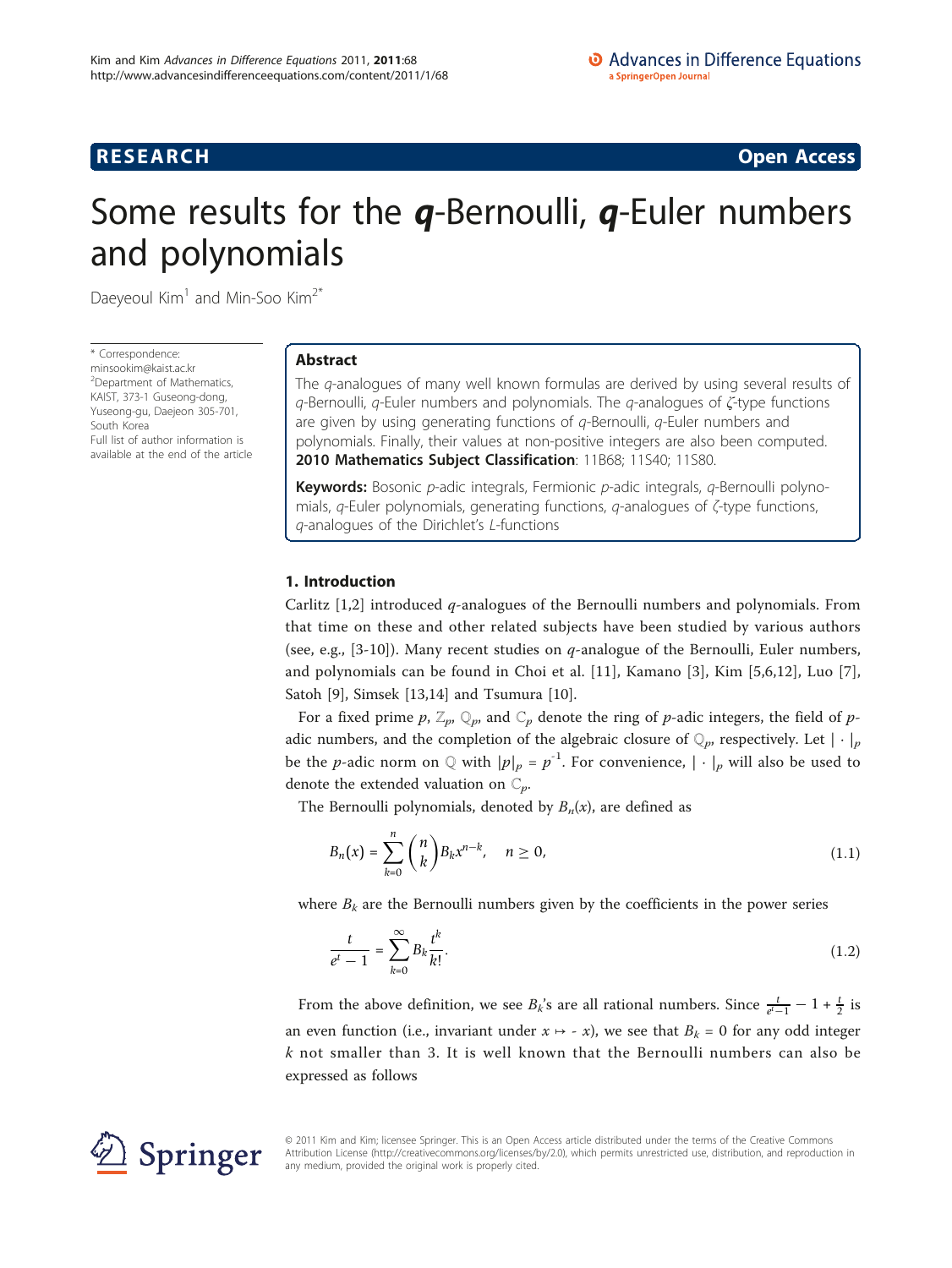RESEARCH **Open Access**

# Some results for the *q*-Bernoulli, *q*-Euler numbers and polynomials

Daeyeoul Kim[1] and Min-Soo Kim[2*]

\* Correspondence: minsookim@kaist.ac.kr
[2]Department of Mathematics, KAIST, 373-1 Guseong-dong, Yuseong-gu, Daejeon 305-701, South Korea
Full list of author information is available at the end of the article

## Abstract

The $q$-analogues of many well known formulas are derived by using several results of $q$-Bernoulli, $q$-Euler numbers and polynomials. The $q$-analogues of $\zeta$-type functions are given by using generating functions of $q$-Bernoulli, $q$-Euler numbers and polynomials. Finally, their values at non-positive integers are also been computed.

**2010 Mathematics Subject Classification**: 11B68; 11S40; 11S80.

**Keywords:** Bosonic $p$-adic integrals, Fermionic $p$-adic integrals, $q$-Bernoulli polynomials, $q$-Euler polynomials, generating functions, $q$-analogues of $\zeta$-type functions, $q$-analogues of the Dirichlet's $L$-functions

## 1. Introduction

Carlitz [1,2] introduced $q$-analogues of the Bernoulli numbers and polynomials. From that time on these and other related subjects have been studied by various authors (see, e.g., [3-10]). Many recent studies on $q$-analogue of the Bernoulli, Euler numbers, and polynomials can be found in Choi et al. [11], Kamano [3], Kim [5,6,12], Luo [7], Satoh [9], Simsek [13,14] and Tsumura [10].

For a fixed prime $p$, $\mathbb{Z}_p$, $\mathbb{Q}_p$, and $\mathbb{C}_p$ denote the ring of $p$-adic integers, the field of $p$-adic numbers, and the completion of the algebraic closure of $\mathbb{Q}_p$, respectively. Let $|\cdot|_p$ be the $p$-adic norm on $\mathbb{Q}$ with $|p|_p = p^{-1}$. For convenience, $|\cdot|_p$ will also be used to denote the extended valuation on $\mathbb{C}_p$.

The Bernoulli polynomials, denoted by $B_n(x)$, are defined as

$$B_n(x) = \sum_{k=0}^{n} \binom{n}{k} B_k x^{n-k}, \quad n \geq 0, \tag{1.1}$$

where $B_k$ are the Bernoulli numbers given by the coefficients in the power series

$$\frac{t}{e^t - 1} = \sum_{k=0}^{\infty} B_k \frac{t^k}{k!}. \tag{1.2}$$

From the above definition, we see $B_k$'s are all rational numbers. Since $\frac{t}{e^t-1} - 1 + \frac{t}{2}$ is an even function (i.e., invariant under $x \mapsto -x$), we see that $B_k = 0$ for any odd integer $k$ not smaller than 3. It is well known that the Bernoulli numbers can also be expressed as follows

© 2011 Kim and Kim; licensee Springer. This is an Open Access article distributed under the terms of the Creative Commons Attribution License (http://creativecommons.org/licenses/by/2.0), which permits unrestricted use, distribution, and reproduction in any medium, provided the original work is properly cited.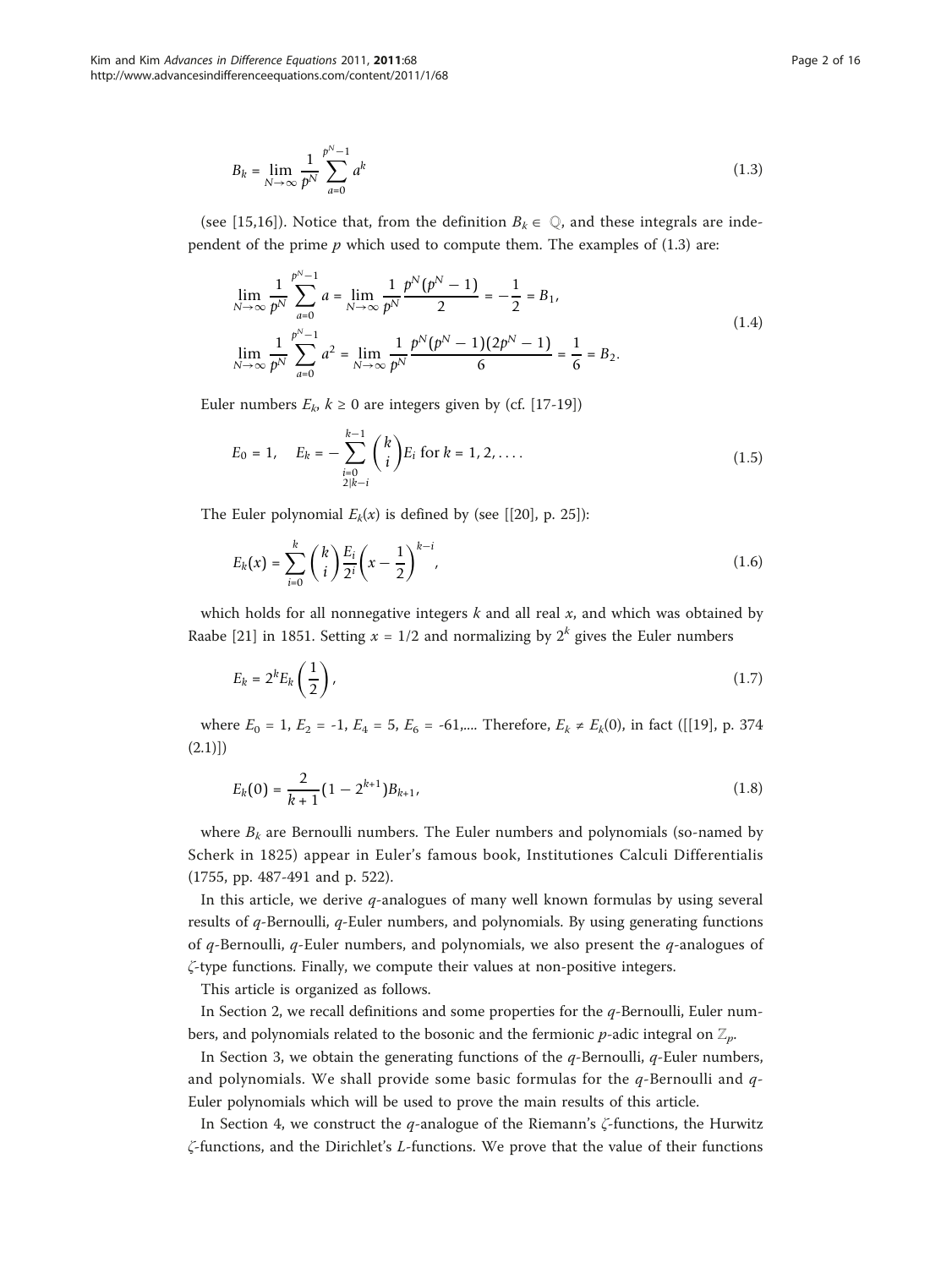$$B_k = \lim_{N\to\infty} \frac{1}{p^N} \sum_{a=0}^{p^N-1} a^k \tag{1.3}$$

(see [15,16]). Notice that, from the definition $B_k \in \mathbb{Q}$, and these integrals are independent of the prime $p$ which used to compute them. The examples of (1.3) are:

$$\begin{aligned}
\lim_{N\to\infty} \frac{1}{p^N} \sum_{a=0}^{p^N-1} a &= \lim_{N\to\infty} \frac{1}{p^N} \frac{p^N(p^N-1)}{2} = -\frac{1}{2} = B_1, \\
\lim_{N\to\infty} \frac{1}{p^N} \sum_{a=0}^{p^N-1} a^2 &= \lim_{N\to\infty} \frac{1}{p^N} \frac{p^N(p^N-1)(2p^N-1)}{6} = \frac{1}{6} = B_2.
\end{aligned} \tag{1.4}$$

Euler numbers $E_k$, $k \geq 0$ are integers given by (cf. [17-19])

$$E_0 = 1, \quad E_k = -\sum_{\substack{i=0 \\ 2|k-i}}^{k-1} \binom{k}{i} E_i \text{ for } k = 1, 2, \ldots. \tag{1.5}$$

The Euler polynomial $E_k(x)$ is defined by (see [[20], p. 25]):

$$E_k(x) = \sum_{i=0}^{k} \binom{k}{i} \frac{E_i}{2^i} \left(x - \frac{1}{2}\right)^{k-i}, \tag{1.6}$$

which holds for all nonnegative integers $k$ and all real $x$, and which was obtained by Raabe [21] in 1851. Setting $x = 1/2$ and normalizing by $2^k$ gives the Euler numbers

$$E_k = 2^k E_k\left(\frac{1}{2}\right), \tag{1.7}$$

where $E_0 = 1$, $E_2 = -1$, $E_4 = 5$, $E_6 = -61$,.... Therefore, $E_k \neq E_k(0)$, in fact ([[19], p. 374 (2.1)])

$$E_k(0) = \frac{2}{k+1}(1 - 2^{k+1})B_{k+1}, \tag{1.8}$$

where $B_k$ are Bernoulli numbers. The Euler numbers and polynomials (so-named by Scherk in 1825) appear in Euler's famous book, Institutiones Calculi Differentialis (1755, pp. 487-491 and p. 522).

In this article, we derive $q$-analogues of many well known formulas by using several results of $q$-Bernoulli, $q$-Euler numbers, and polynomials. By using generating functions of $q$-Bernoulli, $q$-Euler numbers, and polynomials, we also present the $q$-analogues of $\zeta$-type functions. Finally, we compute their values at non-positive integers.

This article is organized as follows.

In Section 2, we recall definitions and some properties for the $q$-Bernoulli, Euler numbers, and polynomials related to the bosonic and the fermionic $p$-adic integral on $\mathbb{Z}_p$.

In Section 3, we obtain the generating functions of the $q$-Bernoulli, $q$-Euler numbers, and polynomials. We shall provide some basic formulas for the $q$-Bernoulli and $q$-Euler polynomials which will be used to prove the main results of this article.

In Section 4, we construct the $q$-analogue of the Riemann's $\zeta$-functions, the Hurwitz $\zeta$-functions, and the Dirichlet's $L$-functions. We prove that the value of their functions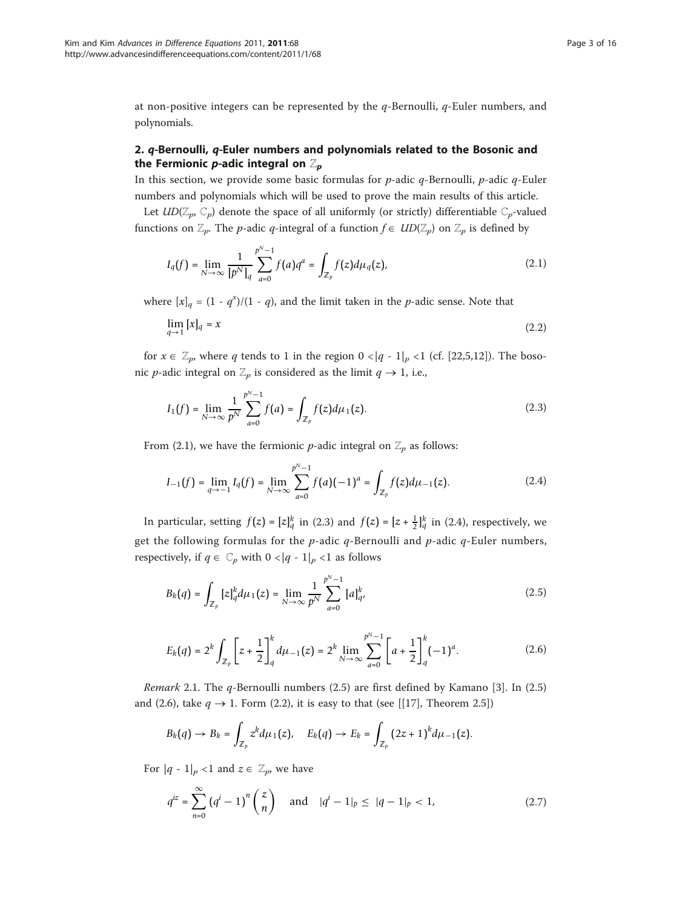at non-positive integers can be represented by the $q$-Bernoulli, $q$-Euler numbers, and polynomials.

## 2. $q$-Bernoulli, $q$-Euler numbers and polynomials related to the Bosonic and the Fermionic $p$-adic integral on $\mathbb{Z}_p$

In this section, we provide some basic formulas for $p$-adic $q$-Bernoulli, $p$-adic $q$-Euler numbers and polynomials which will be used to prove the main results of this article.

Let $UD(\mathbb{Z}_p, \mathbb{C}_p)$ denote the space of all uniformly (or strictly) differentiable $\mathbb{C}_p$-valued functions on $\mathbb{Z}_p$. The $p$-adic $q$-integral of a function $f \in UD(\mathbb{Z}_p)$ on $\mathbb{Z}_p$ is defined by

$$I_q(f) = \lim_{N\to\infty} \frac{1}{[p^N]_q} \sum_{a=0}^{p^N-1} f(a)q^a = \int_{\mathbb{Z}_p} f(z)d\mu_q(z), \tag{2.1}$$

where $[x]_q = (1 - q^x)/(1 - q)$, and the limit taken in the $p$-adic sense. Note that

$$\lim_{q\to 1} [x]_q = x \tag{2.2}$$

for $x \in \mathbb{Z}_p$, where $q$ tends to 1 in the region $0 <|q - 1|_p <1$ (cf. [22,5,12]). The bosonic $p$-adic integral on $\mathbb{Z}_p$ is considered as the limit $q \to 1$, i.e.,

$$I_1(f) = \lim_{N\to\infty} \frac{1}{p^N} \sum_{a=0}^{p^N-1} f(a) = \int_{\mathbb{Z}_p} f(z)d\mu_1(z). \tag{2.3}$$

From (2.1), we have the fermionic $p$-adic integral on $\mathbb{Z}_p$ as follows:

$$I_{-1}(f) = \lim_{q\to -1} I_q(f) = \lim_{N\to\infty} \sum_{a=0}^{p^N-1} f(a)(-1)^a = \int_{\mathbb{Z}_p} f(z)d\mu_{-1}(z). \tag{2.4}$$

In particular, setting $f(z) = [z]_q^k$ in (2.3) and $f(z) = [z + \frac{1}{2}]_q^k$ in (2.4), respectively, we get the following formulas for the $p$-adic $q$-Bernoulli and $p$-adic $q$-Euler numbers, respectively, if $q \in \mathbb{C}_p$ with $0 <|q - 1|_p <1$ as follows

$$B_k(q) = \int_{\mathbb{Z}_p} [z]_q^k d\mu_1(z) = \lim_{N\to\infty} \frac{1}{p^N} \sum_{a=0}^{p^N-1} [a]_q^k, \tag{2.5}$$

$$E_k(q) = 2^k \int_{\mathbb{Z}_p} \left[z + \frac{1}{2}\right]_q^k d\mu_{-1}(z) = 2^k \lim_{N\to\infty} \sum_{a=0}^{p^N-1} \left[a + \frac{1}{2}\right]_q^k (-1)^a. \tag{2.6}$$

*Remark* 2.1. The $q$-Bernoulli numbers (2.5) are first defined by Kamano [3]. In (2.5) and (2.6), take $q \to 1$. Form (2.2), it is easy to that (see [[17], Theorem 2.5])

$$B_k(q) \to B_k = \int_{\mathbb{Z}_p} z^k d\mu_1(z), \quad E_k(q) \to E_k = \int_{\mathbb{Z}_p} (2z + 1)^k d\mu_{-1}(z).$$

For $|q - 1|_p <1$ and $z \in \mathbb{Z}_p$, we have

$$q^{iz} = \sum_{n=0}^{\infty} (q^i - 1)^n \binom{z}{n} \quad \text{and} \quad |q^i - 1|_p \le |q - 1|_p < 1, \tag{2.7}$$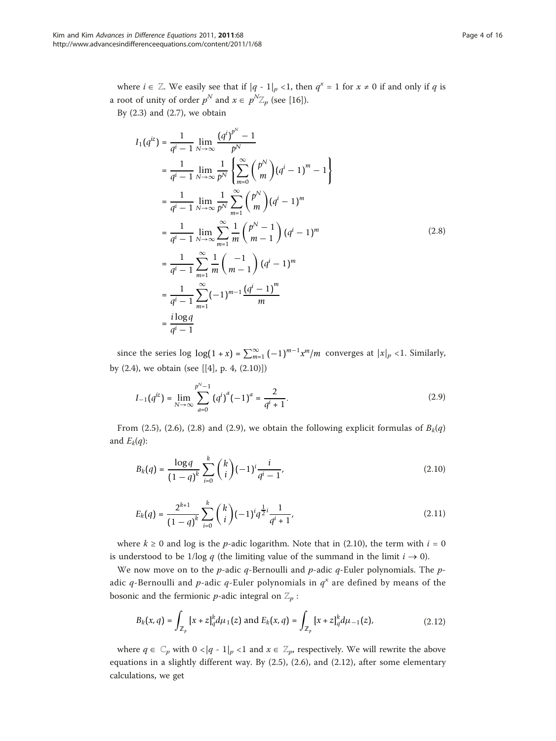where $i \in \mathbb{Z}$. We easily see that if $|q - 1|_p < 1$, then $q^x = 1$ for $x \neq 0$ if and only if $q$ is a root of unity of order $p^N$ and $x \in p^N\mathbb{Z}_p$ (see [16]).

By (2.3) and (2.7), we obtain

$$
\begin{aligned}
I_1(q^{iz}) &= \frac{1}{q^i - 1} \lim_{N\to\infty} \frac{(q^i)^{p^N} - 1}{p^N} \\
&= \frac{1}{q^i - 1} \lim_{N\to\infty} \frac{1}{p^N} \left\{ \sum_{m=0}^{\infty} \binom{p^N}{m} (q^i - 1)^m - 1 \right\} \\
&= \frac{1}{q^i - 1} \lim_{N\to\infty} \frac{1}{p^N} \sum_{m=1}^{\infty} \binom{p^N}{m} (q^i - 1)^m \\
&= \frac{1}{q^i - 1} \lim_{N\to\infty} \sum_{m=1}^{\infty} \frac{1}{m} \binom{p^N - 1}{m - 1} (q^i - 1)^m \\
&= \frac{1}{q^i - 1} \sum_{m=1}^{\infty} \frac{1}{m} \binom{-1}{m-1} (q^i - 1)^m \\
&= \frac{1}{q^i - 1} \sum_{m=1}^{\infty} (-1)^{m-1} \frac{(q^i - 1)^m}{m} \\
&= \frac{i \log q}{q^i - 1}
\end{aligned}
\tag{2.8}
$$

since the series log $\log(1 + x) = \sum_{m=1}^{\infty} (-1)^{m-1} x^m/m$ converges at $|x|_p < 1$. Similarly, by (2.4), we obtain (see [[4], p. 4, (2.10)])

$$
I_{-1}(q^{iz}) = \lim_{N\to\infty} \sum_{a=0}^{p^N-1} (q^i)^a (-1)^a = \frac{2}{q^i + 1}. \tag{2.9}
$$

From (2.5), (2.6), (2.8) and (2.9), we obtain the following explicit formulas of $B_k(q)$ and $E_k(q)$:

$$
B_k(q) = \frac{\log q}{(1-q)^k} \sum_{i=0}^{k} \binom{k}{i} (-1)^i \frac{i}{q^i - 1}, \tag{2.10}
$$

$$
E_k(q) = \frac{2^{k+1}}{(1-q)^k} \sum_{i=0}^{k} \binom{k}{i} (-1)^i q^{\frac{1}{2}i} \frac{1}{q^i + 1}, \tag{2.11}
$$

where $k \geq 0$ and log is the $p$-adic logarithm. Note that in (2.10), the term with $i = 0$ is understood to be $1/\log q$ (the limiting value of the summand in the limit $i \to 0$).

We now move on to the $p$-adic $q$-Bernoulli and $p$-adic $q$-Euler polynomials. The $p$-adic $q$-Bernoulli and $p$-adic $q$-Euler polynomials in $q^x$ are defined by means of the bosonic and the fermionic $p$-adic integral on $\mathbb{Z}_p$ :

$$
B_k(x, q) = \int_{\mathbb{Z}_p} [x + z]_q^k d\mu_1(z) \text{ and } E_k(x, q) = \int_{\mathbb{Z}_p} [x + z]_q^k d\mu_{-1}(z), \tag{2.12}
$$

where $q \in \mathbb{C}_p$ with $0 < |q - 1|_p < 1$ and $x \in \mathbb{Z}_p$, respectively. We will rewrite the above equations in a slightly different way. By (2.5), (2.6), and (2.12), after some elementary calculations, we get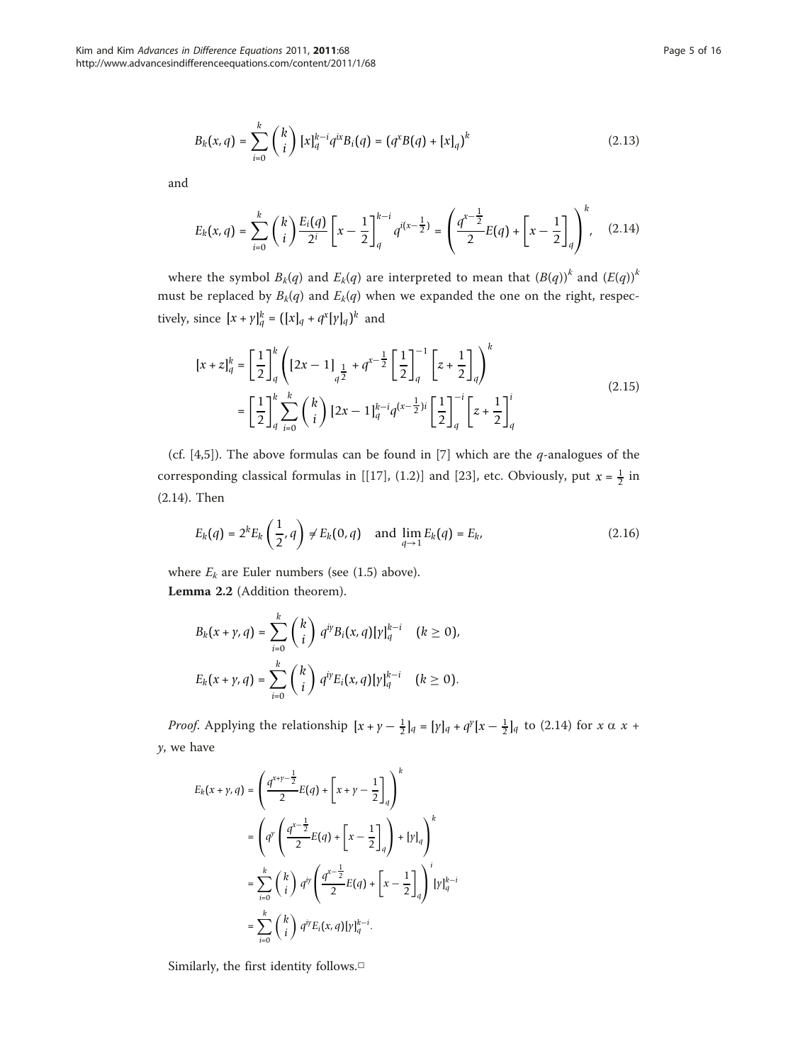$$B_k(x,q) = \sum_{i=0}^{k} \binom{k}{i} [x]_q^{k-i} q^{ix} B_i(q) = (q^x B(q) + [x]_q)^k \tag{2.13}$$

and

$$E_k(x,q) = \sum_{i=0}^{k} \binom{k}{i} \frac{E_i(q)}{2^i} \left[x - \frac{1}{2}\right]_q^{k-i} q^{i(x-\frac{1}{2})} = \left(\frac{q^{x-\frac{1}{2}}}{2} E(q) + \left[x - \frac{1}{2}\right]_q\right)^k, \tag{2.14}$$

where the symbol $B_k(q)$ and $E_k(q)$ are interpreted to mean that $(B(q))^k$ and $(E(q))^k$ must be replaced by $B_k(q)$ and $E_k(q)$ when we expanded the one on the right, respectively, since $[x+y]_q^k = ([x]_q + q^x[y]_q)^k$ and

$$\begin{aligned}
[x+z]_q^k &= \left[\frac{1}{2}\right]_q^k \left([2x-1]_{q^{\frac{1}{2}}} + q^{x-\frac{1}{2}} \left[\frac{1}{2}\right]_q^{-1} \left[z + \frac{1}{2}\right]_q\right)^k \\
&= \left[\frac{1}{2}\right]_q^k \sum_{i=0}^{k} \binom{k}{i} [2x-1]_q^{k-i} q^{(x-\frac{1}{2})i} \left[\frac{1}{2}\right]_q^{-i} \left[z + \frac{1}{2}\right]_q^i
\end{aligned} \tag{2.15}$$

(cf. [4,5]). The above formulas can be found in [7] which are the $q$-analogues of the corresponding classical formulas in [[17], (1.2)] and [23], etc. Obviously, put $x = \frac{1}{2}$ in (2.14). Then

$$E_k(q) = 2^k E_k\left(\frac{1}{2}, q\right) \neq E_k(0,q) \quad \text{and} \lim_{q \to 1} E_k(q) = E_k, \tag{2.16}$$

where $E_k$ are Euler numbers (see (1.5) above).

**Lemma 2.2** (Addition theorem).

$$B_k(x+y,q) = \sum_{i=0}^{k} \binom{k}{i} q^{iy} B_i(x,q)[y]_q^{k-i} \quad (k \geq 0),$$

$$E_k(x+y,q) = \sum_{i=0}^{k} \binom{k}{i} q^{iy} E_i(x,q)[y]_q^{k-i} \quad (k \geq 0).$$

*Proof.* Applying the relationship $[x+y-\frac{1}{2}]_q = [y]_q + q^y[x-\frac{1}{2}]_q$ to (2.14) for $x \alpha\ x + y$, we have

$$\begin{aligned}
E_k(x+y,q) &= \left(\frac{q^{x+y-\frac{1}{2}}}{2} E(q) + \left[x+y-\frac{1}{2}\right]_q\right)^k \\
&= \left(q^y \left(\frac{q^{x-\frac{1}{2}}}{2} E(q) + \left[x - \frac{1}{2}\right]_q\right) + [y]_q\right)^k \\
&= \sum_{i=0}^{k} \binom{k}{i} q^{iy} \left(\frac{q^{x-\frac{1}{2}}}{2} E(q) + \left[x - \frac{1}{2}\right]_q\right)^i [y]_q^{k-i} \\
&= \sum_{i=0}^{k} \binom{k}{i} q^{iy} E_i(x,q)[y]_q^{k-i}.
\end{aligned}$$

Similarly, the first identity follows.□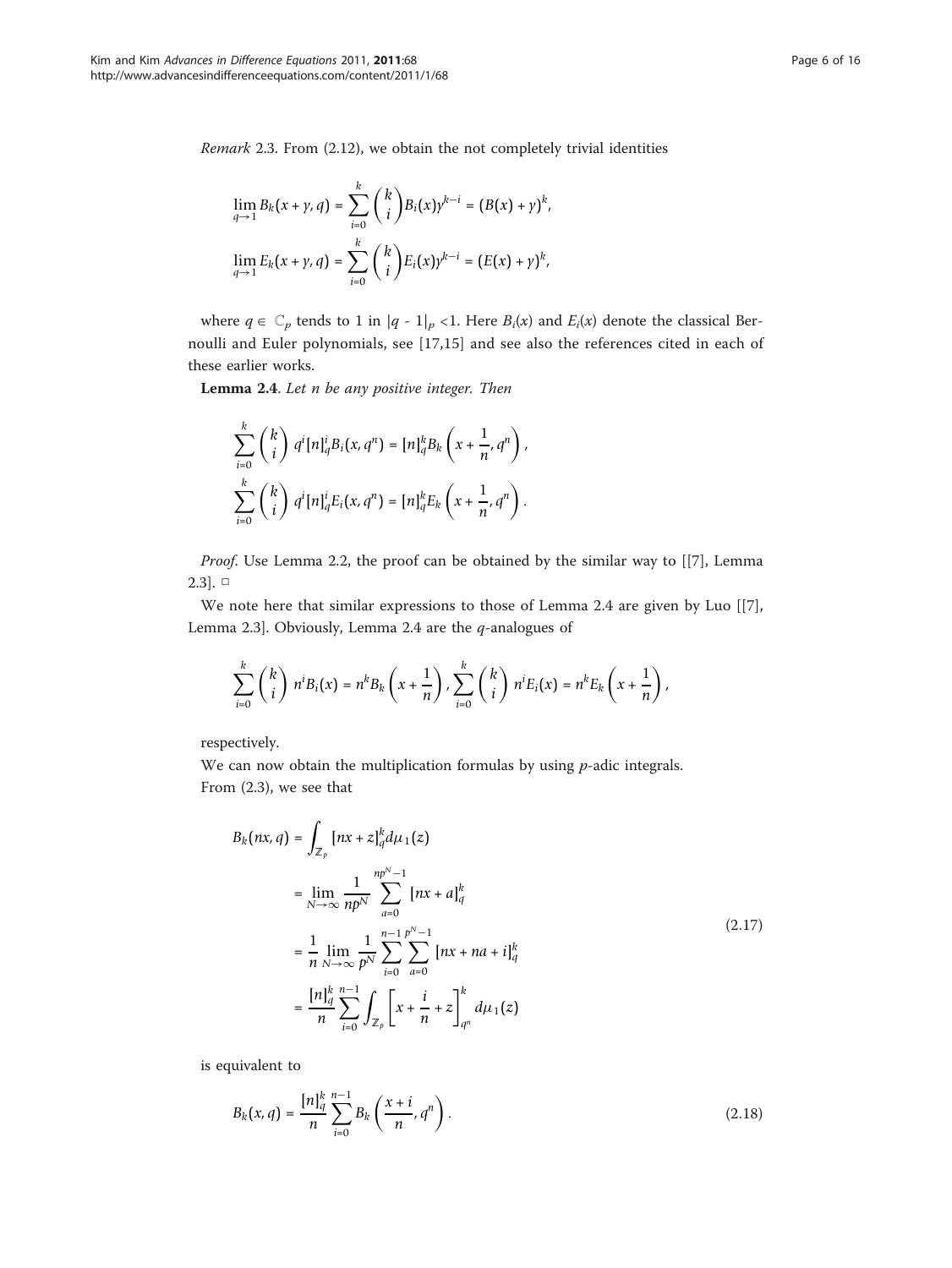*Remark* 2.3. From (2.12), we obtain the not completely trivial identities

$$\lim_{q\to 1} B_k(x+y,q) = \sum_{i=0}^{k} \binom{k}{i} B_i(x) y^{k-i} = (B(x)+y)^k,$$

$$\lim_{q\to 1} E_k(x+y,q) = \sum_{i=0}^{k} \binom{k}{i} E_i(x) y^{k-i} = (E(x)+y)^k,$$

where $q \in \mathbb{C}_p$ tends to 1 in $|q - 1|_p < 1$. Here $B_i(x)$ and $E_i(x)$ denote the classical Bernoulli and Euler polynomials, see [17,15] and see also the references cited in each of these earlier works.

**Lemma 2.4**. *Let n be any positive integer. Then*

$$\sum_{i=0}^{k} \binom{k}{i} q^i [n]_q^i B_i(x, q^n) = [n]_q^k B_k\left(x + \frac{1}{n}, q^n\right),$$

$$\sum_{i=0}^{k} \binom{k}{i} q^i [n]_q^i E_i(x, q^n) = [n]_q^k E_k\left(x + \frac{1}{n}, q^n\right).$$

*Proof*. Use Lemma 2.2, the proof can be obtained by the similar way to [[7], Lemma 2.3]. □

We note here that similar expressions to those of Lemma 2.4 are given by Luo [[7], Lemma 2.3]. Obviously, Lemma 2.4 are the $q$-analogues of

$$\sum_{i=0}^{k} \binom{k}{i} n^i B_i(x) = n^k B_k\left(x + \frac{1}{n}\right), \sum_{i=0}^{k} \binom{k}{i} n^i E_i(x) = n^k E_k\left(x + \frac{1}{n}\right),$$

respectively.

We can now obtain the multiplication formulas by using $p$-adic integrals.

From (2.3), we see that

$$\begin{aligned} B_k(nx,q) &= \int_{\mathbb{Z}_p} [nx+z]_q^k d\mu_1(z) \\ &= \lim_{N\to\infty} \frac{1}{np^N} \sum_{a=0}^{np^N-1} [nx+a]_q^k \\ &= \frac{1}{n} \lim_{N\to\infty} \frac{1}{p^N} \sum_{i=0}^{n-1} \sum_{a=0}^{p^N-1} [nx+na+i]_q^k \\ &= \frac{[n]_q^k}{n} \sum_{i=0}^{n-1} \int_{\mathbb{Z}_p} \left[x + \frac{i}{n} + z\right]_{q^n}^k d\mu_1(z) \end{aligned} \tag{2.17}$$

is equivalent to

$$B_k(x,q) = \frac{[n]_q^k}{n} \sum_{i=0}^{n-1} B_k\left(\frac{x+i}{n}, q^n\right). \tag{2.18}$$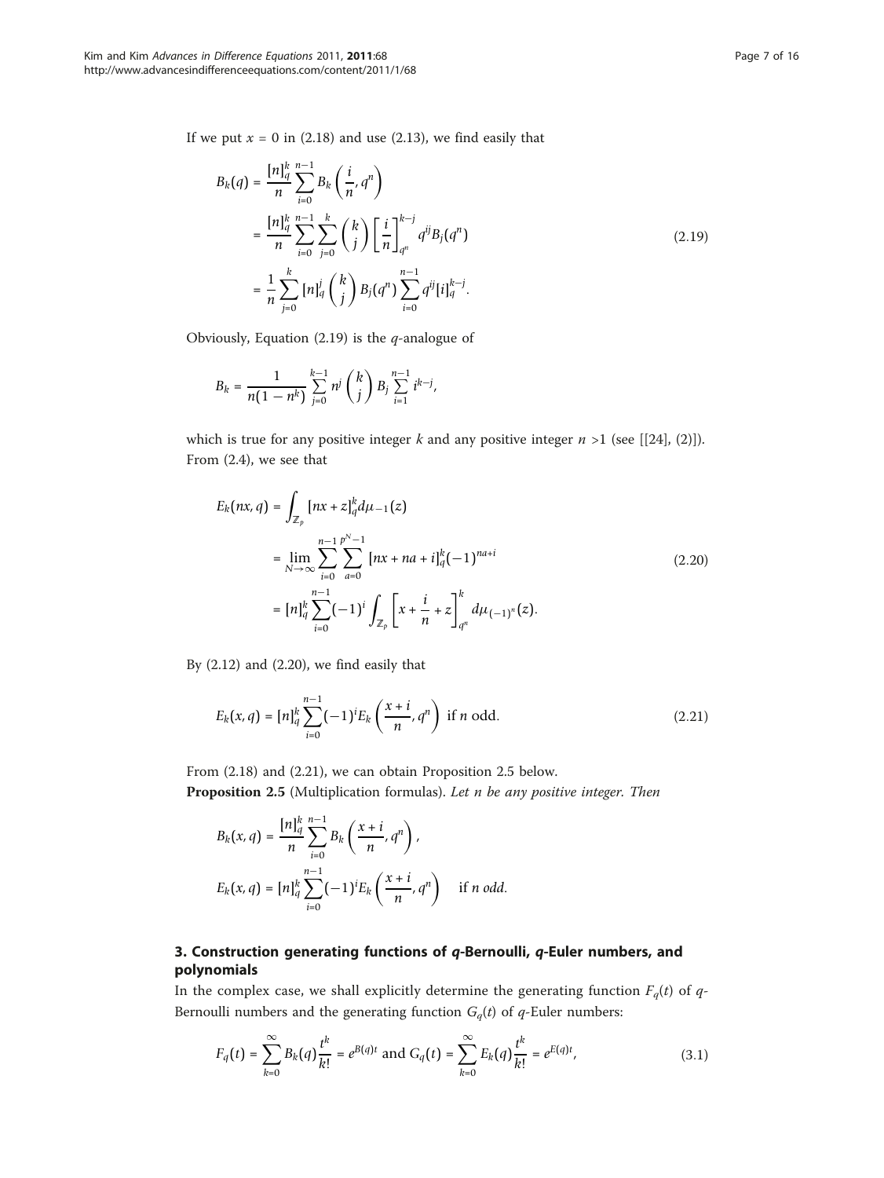If we put $x = 0$ in (2.18) and use (2.13), we find easily that

$$
\begin{aligned}
B_k(q) &= \frac{[n]_q^k}{n} \sum_{i=0}^{n-1} B_k\left(\frac{i}{n}, q^n\right) \\
&= \frac{[n]_q^k}{n} \sum_{i=0}^{n-1} \sum_{j=0}^{k} \binom{k}{j} \left[\frac{i}{n}\right]_{q^n}^{k-j} q^{ij} B_j(q^n) \\
&= \frac{1}{n} \sum_{j=0}^{k} [n]_q^j \binom{k}{j} B_j(q^n) \sum_{i=0}^{n-1} q^{ij} [i]_q^{k-j}.
\end{aligned} \tag{2.19}
$$

Obviously, Equation (2.19) is the $q$-analogue of

$$
B_k = \frac{1}{n(1-n^k)} \sum_{j=0}^{k-1} n^j \binom{k}{j} B_j \sum_{i=1}^{n-1} i^{k-j},
$$

which is true for any positive integer $k$ and any positive integer $n > 1$ (see [[24], (2)]). From (2.4), we see that

$$
\begin{aligned}
E_k(nx, q) &= \int_{\mathbb{Z}_p} [nx + z]_q^k d\mu_{-1}(z) \\
&= \lim_{N \to \infty} \sum_{i=0}^{n-1} \sum_{a=0}^{p^N - 1} [nx + na + i]_q^k (-1)^{na+i} \\
&= [n]_q^k \sum_{i=0}^{n-1} (-1)^i \int_{\mathbb{Z}_p} \left[x + \frac{i}{n} + z\right]_{q^n}^k d\mu_{(-1)^n}(z).
\end{aligned} \tag{2.20}
$$

By (2.12) and (2.20), we find easily that

$$
E_k(x, q) = [n]_q^k \sum_{i=0}^{n-1} (-1)^i E_k\left(\frac{x+i}{n}, q^n\right) \text{ if } n \text{ odd}. \tag{2.21}
$$

From (2.18) and (2.21), we can obtain Proposition 2.5 below.

**Proposition 2.5** (Multiplication formulas). *Let $n$ be any positive integer. Then*

$$
\begin{aligned}
B_k(x, q) &= \frac{[n]_q^k}{n} \sum_{i=0}^{n-1} B_k\left(\frac{x+i}{n}, q^n\right), \\
E_k(x, q) &= [n]_q^k \sum_{i=0}^{n-1} (-1)^i E_k\left(\frac{x+i}{n}, q^n\right) \quad \text{if } n \text{ odd}.
\end{aligned}
$$

## 3. Construction generating functions of $q$-Bernoulli, $q$-Euler numbers, and polynomials

In the complex case, we shall explicitly determine the generating function $F_q(t)$ of $q$-Bernoulli numbers and the generating function $G_q(t)$ of $q$-Euler numbers:

$$
F_q(t) = \sum_{k=0}^{\infty} B_k(q) \frac{t^k}{k!} = e^{B(q)t} \text{ and } G_q(t) = \sum_{k=0}^{\infty} E_k(q) \frac{t^k}{k!} = e^{E(q)t}, \tag{3.1}
$$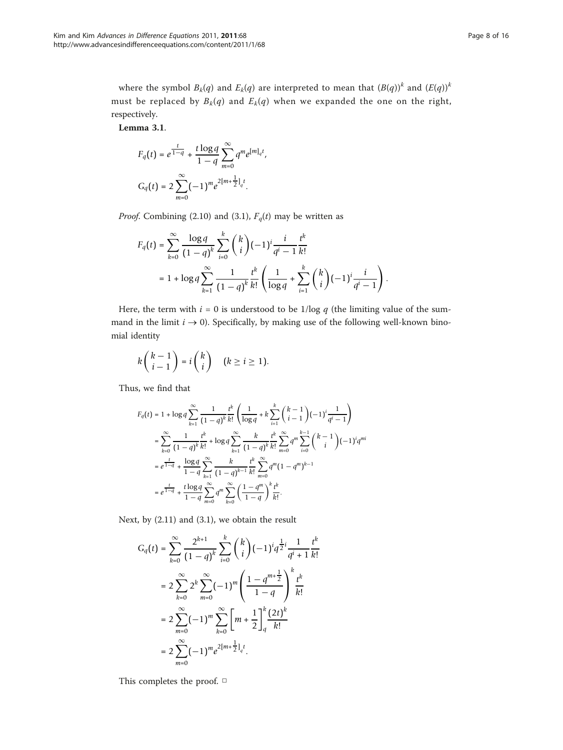where the symbol $B_k(q)$ and $E_k(q)$ are interpreted to mean that $(B(q))^k$ and $(E(q))^k$ must be replaced by $B_k(q)$ and $E_k(q)$ when we expanded the one on the right, respectively.

**Lemma 3.1**.

$$F_q(t) = e^{\frac{t}{1-q}} + \frac{t\log q}{1-q}\sum_{m=0}^{\infty} q^m e^{[m]_q t},$$

$$G_q(t) = 2\sum_{m=0}^{\infty}(-1)^m e^{2\left[m+\frac{1}{2}\right]_q t}.$$

*Proof.* Combining (2.10) and (3.1), $F_q(t)$ may be written as

$$\begin{aligned}
F_q(t) &= \sum_{k=0}^{\infty} \frac{\log q}{(1-q)^k} \sum_{i=0}^{k} \binom{k}{i} (-1)^i \frac{i}{q^i - 1} \frac{t^k}{k!} \\
&= 1 + \log q \sum_{k=1}^{\infty} \frac{1}{(1-q)^k} \frac{t^k}{k!} \left( \frac{1}{\log q} + \sum_{i=1}^{k} \binom{k}{i} (-1)^i \frac{i}{q^i - 1} \right).
\end{aligned}$$

Here, the term with $i = 0$ is understood to be $1/\log q$ (the limiting value of the summand in the limit $i \to 0$). Specifically, by making use of the following well-known binomial identity

$$k\binom{k-1}{i-1} = i\binom{k}{i} \quad (k \geq i \geq 1).$$

Thus, we find that

$$\begin{aligned}
F_q(t) &= 1 + \log q \sum_{k=1}^{\infty} \frac{1}{(1-q)^k} \frac{t^k}{k!} \left( \frac{1}{\log q} + k\sum_{i=1}^{k} \binom{k-1}{i-1} (-1)^i \frac{1}{q^i - 1} \right) \\
&= \sum_{k=0}^{\infty} \frac{1}{(1-q)^k} \frac{t^k}{k!} + \log q \sum_{k=1}^{\infty} \frac{k}{(1-q)^k} \frac{t^k}{k!} \sum_{m=0}^{\infty} q^m \sum_{i=0}^{k-1} \binom{k-1}{i} (-1)^i q^{mi} \\
&= e^{\frac{t}{1-q}} + \frac{\log q}{1-q} \sum_{k=1}^{\infty} \frac{k}{(1-q)^{k-1}} \frac{t^k}{k!} \sum_{m=0}^{\infty} q^m (1-q^m)^{k-1} \\
&= e^{\frac{t}{1-q}} + \frac{t\log q}{1-q} \sum_{m=0}^{\infty} q^m \sum_{k=0}^{\infty} \left( \frac{1-q^m}{1-q} \right)^k \frac{t^k}{k!}.
\end{aligned}$$

Next, by (2.11) and (3.1), we obtain the result

$$\begin{aligned}
G_q(t) &= \sum_{k=0}^{\infty} \frac{2^{k+1}}{(1-q)^k} \sum_{i=0}^{k} \binom{k}{i} (-1)^i q^{\frac{1}{2}i} \frac{1}{q^i + 1} \frac{t^k}{k!} \\
&= 2\sum_{k=0}^{\infty} 2^k \sum_{m=0}^{\infty} (-1)^m \left( \frac{1-q^{m+\frac{1}{2}}}{1-q} \right)^k \frac{t^k}{k!} \\
&= 2\sum_{m=0}^{\infty} (-1)^m \sum_{k=0}^{\infty} \left[ m + \frac{1}{2} \right]_q^k \frac{(2t)^k}{k!} \\
&= 2\sum_{m=0}^{\infty} (-1)^m e^{2\left[m+\frac{1}{2}\right]_q t}.
\end{aligned}$$

This completes the proof. □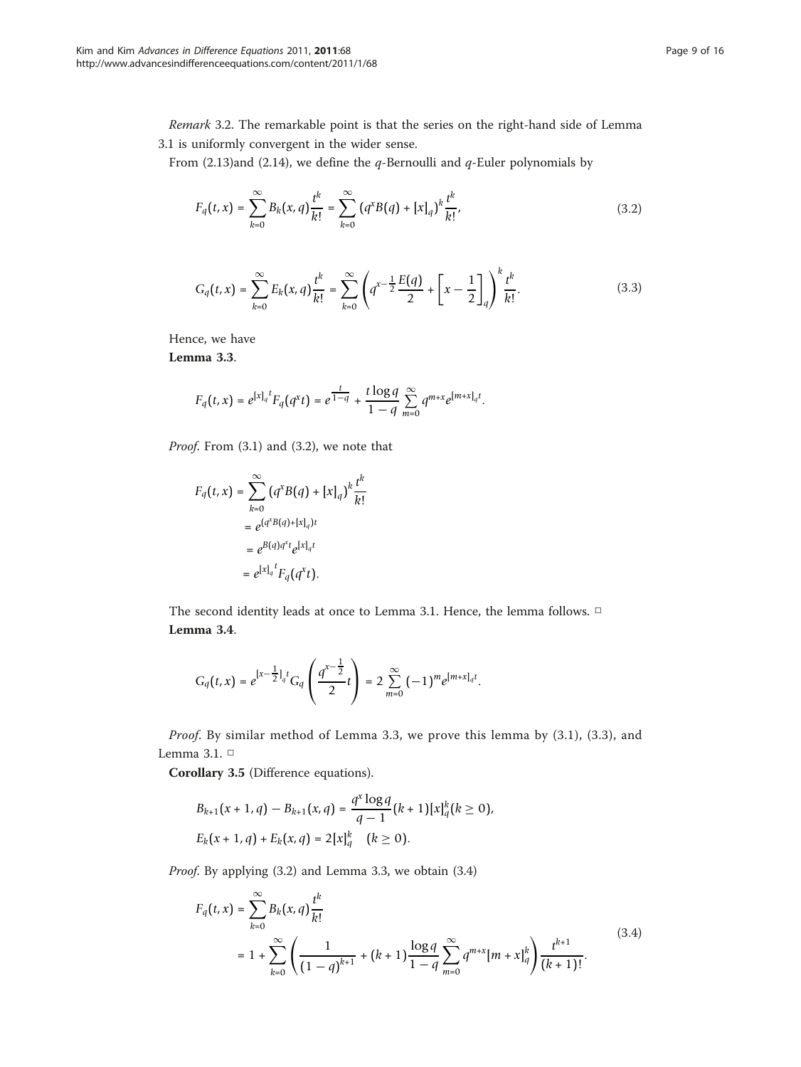*Remark* 3.2. The remarkable point is that the series on the right-hand side of Lemma 3.1 is uniformly convergent in the wider sense.

From (2.13)and (2.14), we define the $q$-Bernoulli and $q$-Euler polynomials by

$$F_q(t,x) = \sum_{k=0}^{\infty} B_k(x,q)\frac{t^k}{k!} = \sum_{k=0}^{\infty} \left(q^x B(q) + [x]_q\right)^k \frac{t^k}{k!}, \tag{3.2}$$

$$G_q(t,x) = \sum_{k=0}^{\infty} E_k(x,q)\frac{t^k}{k!} = \sum_{k=0}^{\infty} \left(q^{x-\frac{1}{2}}\frac{E(q)}{2} + \left[x-\frac{1}{2}\right]_q\right)^k \frac{t^k}{k!}. \tag{3.3}$$

Hence, we have

**Lemma 3.3**.

$$F_q(t,x) = e^{[x]_q t} F_q(q^x t) = e^{\frac{t}{1-q}} + \frac{t\log q}{1-q}\sum_{m=0}^{\infty} q^{m+x} e^{[m+x]_q t}.$$

*Proof*. From (3.1) and (3.2), we note that

$$\begin{aligned}
F_q(t,x) &= \sum_{k=0}^{\infty} \left(q^x B(q) + [x]_q\right)^k \frac{t^k}{k!} \\
&= e^{(q^x B(q) + [x]_q)t} \\
&= e^{B(q)q^x t} e^{[x]_q t} \\
&= e^{[x]_q t} F_q(q^x t).
\end{aligned}$$

The second identity leads at once to Lemma 3.1. Hence, the lemma follows. □

**Lemma 3.4**.

$$G_q(t,x) = e^{[x-\frac{1}{2}]_q t} G_q\left(\frac{q^{x-\frac{1}{2}}}{2}t\right) = 2\sum_{m=0}^{\infty} (-1)^m e^{[m+x]_q t}.$$

*Proof*. By similar method of Lemma 3.3, we prove this lemma by (3.1), (3.3), and Lemma 3.1. □

**Corollary 3.5** (Difference equations).

$$\begin{aligned}
&B_{k+1}(x+1,q) - B_{k+1}(x,q) = \frac{q^x \log q}{q-1}(k+1)[x]_q^k (k \geq 0), \\
&E_k(x+1,q) + E_k(x,q) = 2[x]_q^k \quad (k \geq 0).
\end{aligned}$$

*Proof*. By applying (3.2) and Lemma 3.3, we obtain (3.4)

$$\begin{aligned}
F_q(t,x) &= \sum_{k=0}^{\infty} B_k(x,q)\frac{t^k}{k!} \\
&= 1 + \sum_{k=0}^{\infty} \left(\frac{1}{(1-q)^{k+1}} + (k+1)\frac{\log q}{1-q}\sum_{m=0}^{\infty} q^{m+x}[m+x]_q^k\right)\frac{t^{k+1}}{(k+1)!}.
\end{aligned} \tag{3.4}$$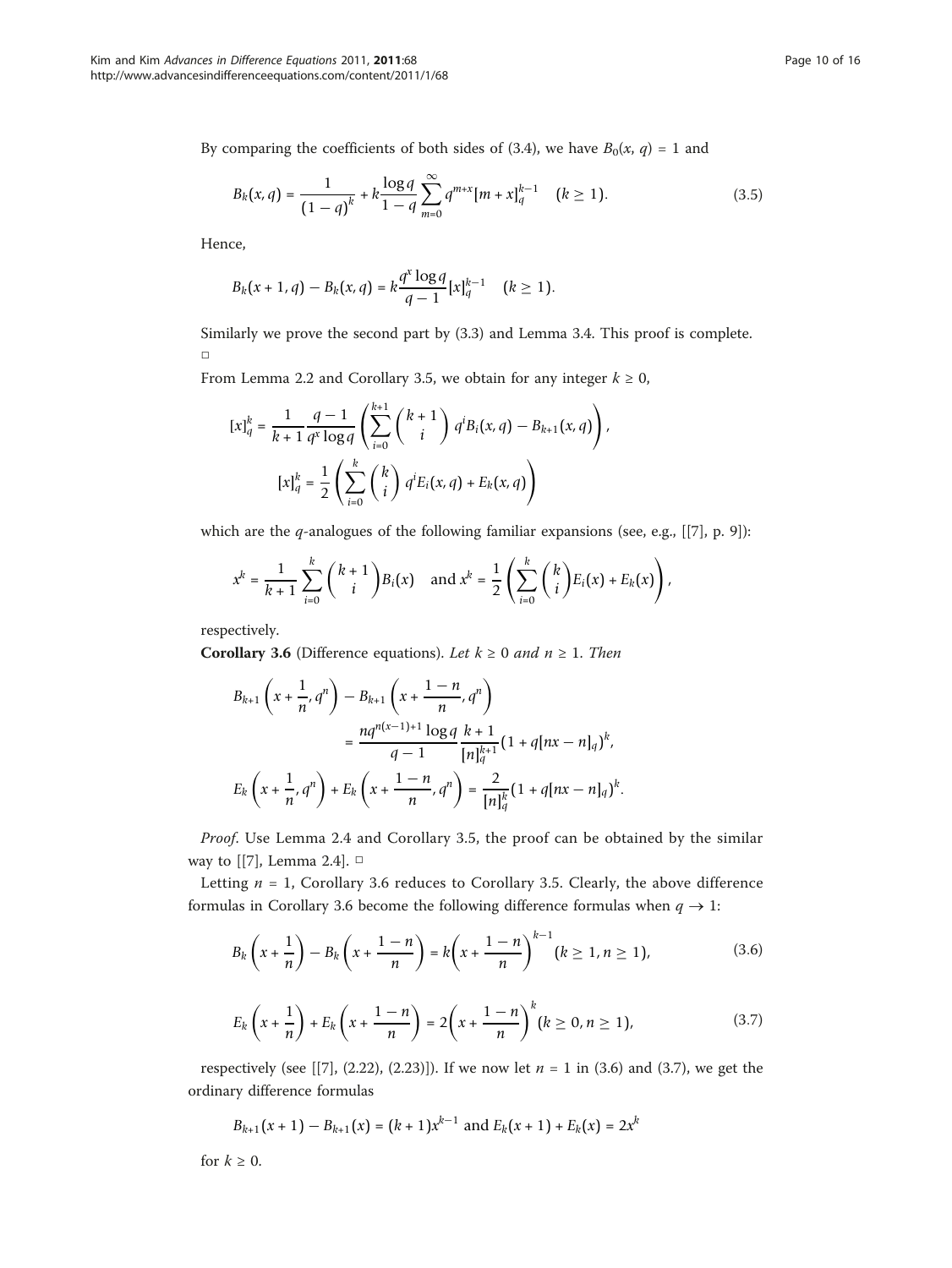By comparing the coefficients of both sides of (3.4), we have $B_0(x, q) = 1$ and

$$B_k(x, q) = \frac{1}{(1-q)^k} + k\frac{\log q}{1-q}\sum_{m=0}^{\infty} q^{m+x}[m+x]_q^{k-1} \quad (k \geq 1). \tag{3.5}$$

Hence,

$$B_k(x+1, q) - B_k(x, q) = k\frac{q^x \log q}{q-1}[x]_q^{k-1} \quad (k \geq 1).$$

Similarly we prove the second part by (3.3) and Lemma 3.4. This proof is complete. □

From Lemma 2.2 and Corollary 3.5, we obtain for any integer $k \geq 0$,

$$[x]_q^k = \frac{1}{k+1}\frac{q-1}{q^x \log q}\left(\sum_{i=0}^{k+1}\binom{k+1}{i} q^i B_i(x, q) - B_{k+1}(x, q)\right),$$

$$[x]_q^k = \frac{1}{2}\left(\sum_{i=0}^{k}\binom{k}{i} q^i E_i(x, q) + E_k(x, q)\right)$$

which are the $q$-analogues of the following familiar expansions (see, e.g., [[7], p. 9]):

$$x^k = \frac{1}{k+1}\sum_{i=0}^{k}\binom{k+1}{i}B_i(x) \quad \text{and } x^k = \frac{1}{2}\left(\sum_{i=0}^{k}\binom{k}{i}E_i(x) + E_k(x)\right),$$

respectively.

**Corollary 3.6** (Difference equations). *Let $k \geq 0$ and $n \geq 1$. Then*

$$B_{k+1}\left(x+\frac{1}{n}, q^n\right) - B_{k+1}\left(x+\frac{1-n}{n}, q^n\right) = \frac{nq^{n(x-1)+1}\log q}{q-1}\frac{k+1}{[n]_q^{k+1}}(1+q[nx-n]_q)^k,$$

$$E_k\left(x+\frac{1}{n}, q^n\right) + E_k\left(x+\frac{1-n}{n}, q^n\right) = \frac{2}{[n]_q^k}(1+q[nx-n]_q)^k.$$

*Proof*. Use Lemma 2.4 and Corollary 3.5, the proof can be obtained by the similar way to [[7], Lemma 2.4]. □

Letting $n = 1$, Corollary 3.6 reduces to Corollary 3.5. Clearly, the above difference formulas in Corollary 3.6 become the following difference formulas when $q \to 1$:

$$B_k\left(x+\frac{1}{n}\right) - B_k\left(x+\frac{1-n}{n}\right) = k\left(x+\frac{1-n}{n}\right)^{k-1} (k \geq 1, n \geq 1), \tag{3.6}$$

$$E_k\left(x+\frac{1}{n}\right) + E_k\left(x+\frac{1-n}{n}\right) = 2\left(x+\frac{1-n}{n}\right)^{k} (k \geq 0, n \geq 1), \tag{3.7}$$

respectively (see [[7], (2.22), (2.23)]). If we now let $n = 1$ in (3.6) and (3.7), we get the ordinary difference formulas

$$B_{k+1}(x+1) - B_{k+1}(x) = (k+1)x^{k-1} \text{ and } E_k(x+1) + E_k(x) = 2x^k$$

for $k \geq 0$.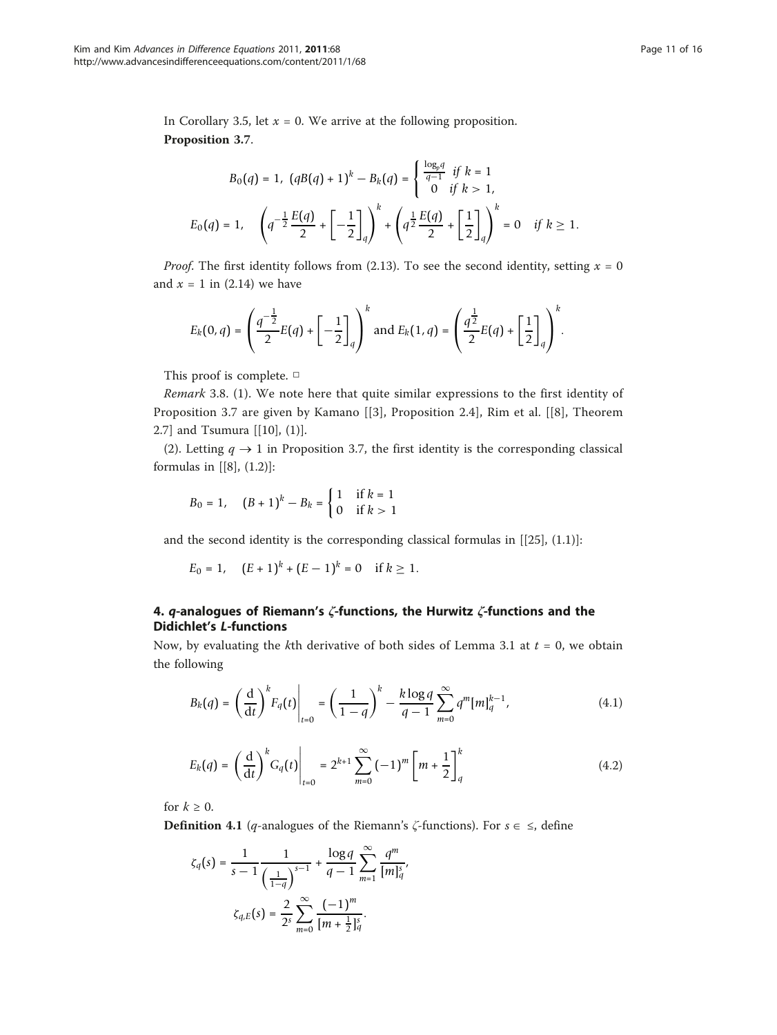In Corollary 3.5, let $x = 0$. We arrive at the following proposition.

**Proposition 3.7**.

$$B_0(q) = 1,\ (qB(q) + 1)^k - B_k(q) = \begin{cases} \frac{\log_p q}{q-1} & \text{if } k = 1 \\ 0 & \text{if } k > 1, \end{cases}$$

$$E_0(q) = 1, \quad \left(q^{-\frac{1}{2}}\frac{E(q)}{2} + \left[-\frac{1}{2}\right]_q\right)^k + \left(q^{\frac{1}{2}}\frac{E(q)}{2} + \left[\frac{1}{2}\right]_q\right)^k = 0 \quad \text{if } k \geq 1.$$

*Proof*. The first identity follows from (2.13). To see the second identity, setting $x = 0$ and $x = 1$ in (2.14) we have

$$E_k(0, q) = \left(\frac{q^{-\frac{1}{2}}}{2}E(q) + \left[-\frac{1}{2}\right]_q\right)^k \text{ and } E_k(1, q) = \left(\frac{q^{\frac{1}{2}}}{2}E(q) + \left[\frac{1}{2}\right]_q\right)^k.$$

This proof is complete. □

*Remark* 3.8. (1). We note here that quite similar expressions to the first identity of Proposition 3.7 are given by Kamano [[3], Proposition 2.4], Rim et al. [[8], Theorem 2.7] and Tsumura [[10], (1)].

(2). Letting $q \to 1$ in Proposition 3.7, the first identity is the corresponding classical formulas in [[8], (1.2)]:

$$B_0 = 1, \quad (B + 1)^k - B_k = \begin{cases} 1 & \text{if } k = 1 \\ 0 & \text{if } k > 1 \end{cases}$$

and the second identity is the corresponding classical formulas in [[25], (1.1)]:

$$E_0 = 1, \quad (E + 1)^k + (E - 1)^k = 0 \quad \text{if } k \geq 1.$$

## 4. *q*-analogues of Riemann's *ζ*-functions, the Hurwitz *ζ*-functions and the Didichlet's *L*-functions

Now, by evaluating the $k$th derivative of both sides of Lemma 3.1 at $t = 0$, we obtain the following

$$B_k(q) = \left(\frac{\mathrm{d}}{\mathrm{d}t}\right)^k F_q(t)\bigg|_{t=0} = \left(\frac{1}{1-q}\right)^k - \frac{k\log q}{q-1}\sum_{m=0}^{\infty} q^m [m]_q^{k-1}, \tag{4.1}$$

$$E_k(q) = \left(\frac{\mathrm{d}}{\mathrm{d}t}\right)^k G_q(t)\bigg|_{t=0} = 2^{k+1}\sum_{m=0}^{\infty}(-1)^m\left[m + \frac{1}{2}\right]_q^k \tag{4.2}$$

for $k \geq 0$.

**Definition 4.1** (*q*-analogues of the Riemann's *ζ*-functions). For $s \in \leq$, define

$$\zeta_q(s) = \frac{1}{s-1}\frac{1}{\left(\frac{1}{1-q}\right)^{s-1}} + \frac{\log q}{q-1}\sum_{m=1}^{\infty}\frac{q^m}{[m]_q^s},$$

$$\zeta_{q,E}(s) = \frac{2}{2^s}\sum_{m=0}^{\infty}\frac{(-1)^m}{[m + \frac{1}{2}]_q^s}.$$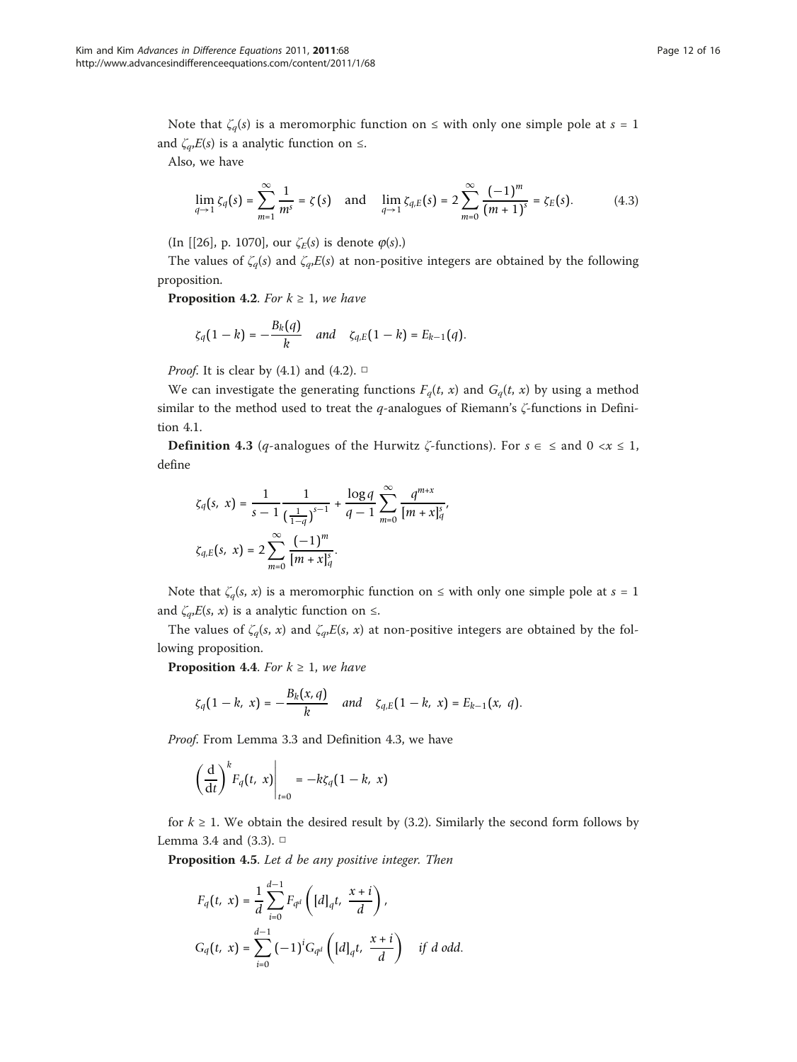Note that $\zeta_q(s)$ is a meromorphic function on ≤ with only one simple pole at $s = 1$ and $\zeta_q,E(s)$ is a analytic function on ≤.

Also, we have

$$\lim_{q\to 1}\zeta_q(s) = \sum_{m=1}^{\infty}\frac{1}{m^s} = \zeta(s) \quad \text{and} \quad \lim_{q\to 1}\zeta_{q,E}(s) = 2\sum_{m=0}^{\infty}\frac{(-1)^m}{(m+1)^s} = \zeta_E(s). \tag{4.3}$$

(In [[26], p. 1070], our $\zeta_E(s)$ is denote $\varphi(s)$.)

The values of $\zeta_q(s)$ and $\zeta_q,E(s)$ at non-positive integers are obtained by the following proposition.

**Proposition 4.2**. *For $k \geq 1$, we have*

$$\zeta_q(1-k) = -\frac{B_k(q)}{k} \quad \textit{and} \quad \zeta_{q,E}(1-k) = E_{k-1}(q).$$

*Proof*. It is clear by (4.1) and (4.2). □

We can investigate the generating functions $F_q(t, x)$ and $G_q(t, x)$ by using a method similar to the method used to treat the $q$-analogues of Riemann's $\zeta$-functions in Definition 4.1.

**Definition 4.3** ($q$-analogues of the Hurwitz $\zeta$-functions). For $s \in$ ≤ and $0 < x \leq 1$, define

$$\zeta_q(s, x) = \frac{1}{s-1}\frac{1}{\left(\frac{1}{1-q}\right)^{s-1}} + \frac{\log q}{q-1}\sum_{m=0}^{\infty}\frac{q^{m+x}}{[m+x]_q^s},$$

$$\zeta_{q,E}(s, x) = 2\sum_{m=0}^{\infty}\frac{(-1)^m}{[m+x]_q^s}.$$

Note that $\zeta_q(s, x)$ is a meromorphic function on ≤ with only one simple pole at $s = 1$ and $\zeta_q,E(s, x)$ is a analytic function on ≤.

The values of $\zeta_q(s, x)$ and $\zeta_q,E(s, x)$ at non-positive integers are obtained by the following proposition.

**Proposition 4.4**. *For $k \geq 1$, we have*

$$\zeta_q(1-k, x) = -\frac{B_k(x, q)}{k} \quad \textit{and} \quad \zeta_{q,E}(1-k, x) = E_{k-1}(x, q).$$

*Proof*. From Lemma 3.3 and Definition 4.3, we have

$$\left(\frac{d}{dt}\right)^k F_q(t, x)\bigg|_{t=0} = -k\zeta_q(1-k, x)$$

for $k \geq 1$. We obtain the desired result by (3.2). Similarly the second form follows by Lemma 3.4 and (3.3). □

**Proposition 4.5**. *Let $d$ be any positive integer. Then*

$$F_q(t, x) = \frac{1}{d}\sum_{i=0}^{d-1}F_{q^d}\left([d]_q t, \frac{x+i}{d}\right),$$

$$G_q(t, x) = \sum_{i=0}^{d-1}(-1)^i G_{q^d}\left([d]_q t, \frac{x+i}{d}\right) \quad \textit{if } d \textit{ odd}.$$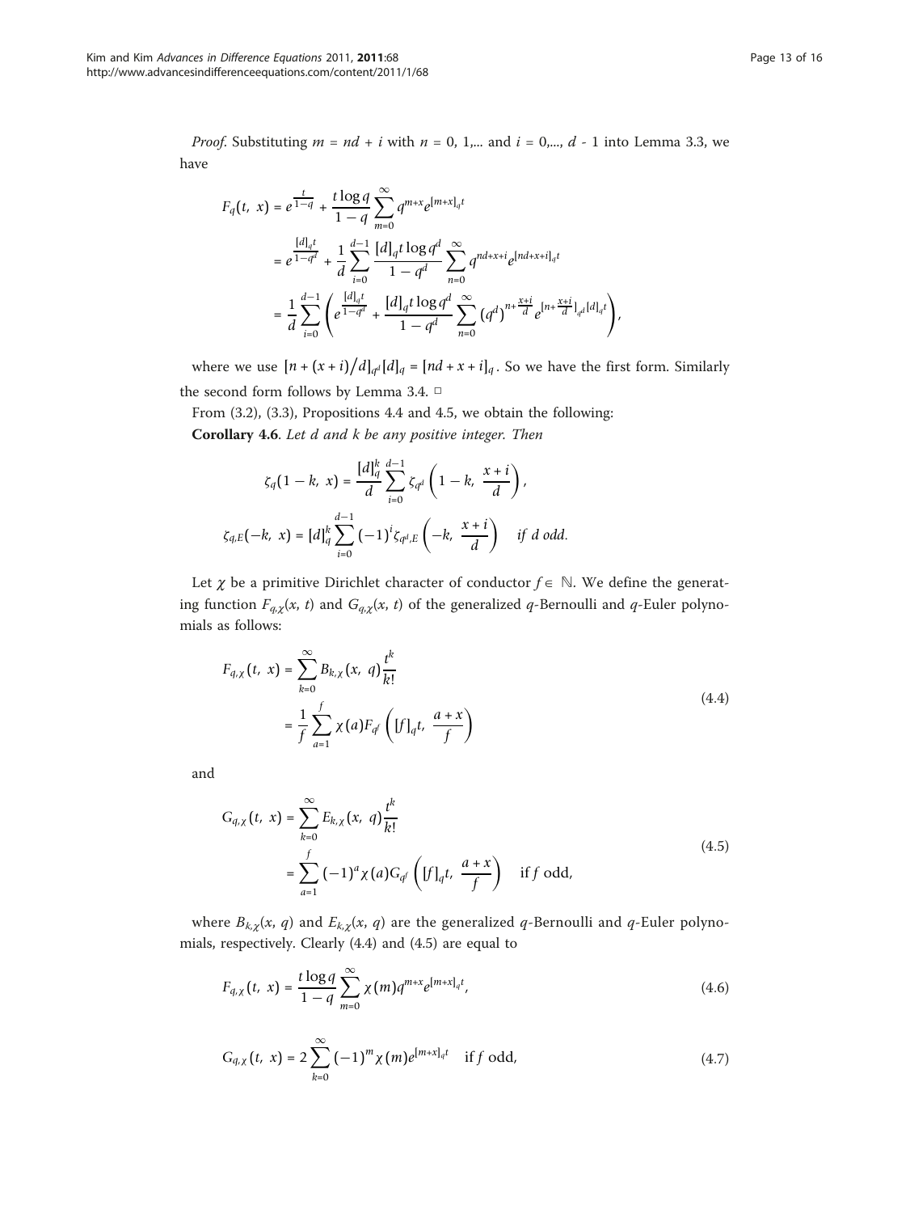*Proof*. Substituting $m = nd + i$ with $n = 0, 1,...$ and $i = 0,..., d - 1$ into Lemma 3.3, we have

$$
\begin{aligned}
F_q(t,\ x) &= e^{\frac{t}{1-q}} + \frac{t\log q}{1-q}\sum_{m=0}^{\infty} q^{m+x} e^{[m+x]_q t} \\
&= e^{\frac{[d]_q t}{1-q^d}} + \frac{1}{d}\sum_{i=0}^{d-1}\frac{[d]_q t\log q^d}{1-q^d}\sum_{n=0}^{\infty} q^{nd+x+i} e^{[nd+x+i]_q t} \\
&= \frac{1}{d}\sum_{i=0}^{d-1}\left(e^{\frac{[d]_q t}{1-q^d}} + \frac{[d]_q t\log q^d}{1-q^d}\sum_{n=0}^{\infty}(q^d)^{n+\frac{x+i}{d}} e^{[n+\frac{x+i}{d}]_{q^d}[d]_q t}\right),
\end{aligned}
$$

where we use $[n + (x + i)/d]_{q^d}[d]_q = [nd + x + i]_q$. So we have the first form. Similarly the second form follows by Lemma 3.4. □

From (3.2), (3.3), Propositions 4.4 and 4.5, we obtain the following:

**Corollary 4.6**. *Let d and k be any positive integer. Then*

$$
\zeta_q(1-k,\ x) = \frac{[d]_q^k}{d}\sum_{i=0}^{d-1}\zeta_{q^d}\left(1-k,\ \frac{x+i}{d}\right),
$$

$$
\zeta_{q,E}(-k,\ x) = [d]_q^k\sum_{i=0}^{d-1}(-1)^i\zeta_{q^d,E}\left(-k,\ \frac{x+i}{d}\right) \quad \textit{if } d \textit{ odd.}
$$

Let $\chi$ be a primitive Dirichlet character of conductor $f \in \mathbb{N}$. We define the generating function $F_{q,\chi}(x, t)$ and $G_{q,\chi}(x, t)$ of the generalized $q$-Bernoulli and $q$-Euler polynomials as follows:

$$
\begin{aligned}
F_{q,\chi}(t,\ x) &= \sum_{k=0}^{\infty} B_{k,\chi}(x,\ q)\frac{t^k}{k!} \\
&= \frac{1}{f}\sum_{a=1}^{f}\chi(a)F_{q^f}\left([f]_q t,\ \frac{a+x}{f}\right)
\end{aligned}
\tag{4.4}
$$

and

$$
\begin{aligned}
G_{q,\chi}(t,\ x) &= \sum_{k=0}^{\infty} E_{k,\chi}(x,\ q)\frac{t^k}{k!} \\
&= \sum_{a=1}^{f}(-1)^a\chi(a)G_{q^f}\left([f]_q t,\ \frac{a+x}{f}\right) \quad \text{if } f \text{ odd,}
\end{aligned}
\tag{4.5}
$$

where $B_{k,\chi}(x, q)$ and $E_{k,\chi}(x, q)$ are the generalized $q$-Bernoulli and $q$-Euler polynomials, respectively. Clearly (4.4) and (4.5) are equal to

$$
F_{q,\chi}(t,\ x) = \frac{t\log q}{1-q}\sum_{m=0}^{\infty}\chi(m)q^{m+x}e^{[m+x]_q t}, \tag{4.6}
$$

$$
G_{q,\chi}(t,\ x) = 2\sum_{k=0}^{\infty}(-1)^m\chi(m)e^{[m+x]_q t} \quad \text{if } f \text{ odd,} \tag{4.7}
$$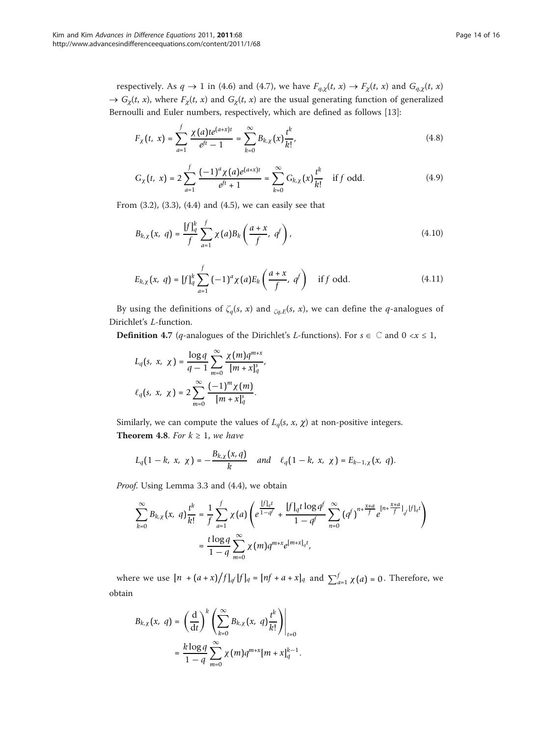respectively. As $q \to 1$ in (4.6) and (4.7), we have $F_{q,\chi}(t, x) \to F_\chi(t, x)$ and $G_{q,\chi}(t, x) \to G_\chi(t, x)$, where $F_\chi(t, x)$ and $G_\chi(t, x)$ are the usual generating function of generalized Bernoulli and Euler numbers, respectively, which are defined as follows [13]:

$$F_\chi(t, x) = \sum_{a=1}^{f} \frac{\chi(a) t e^{(a+x)t}}{e^{ft} - 1} = \sum_{k=0}^{\infty} B_{k,\chi}(x) \frac{t^k}{k!}, \tag{4.8}$$

$$G_\chi(t, x) = 2 \sum_{a=1}^{f} \frac{(-1)^a \chi(a) e^{(a+x)t}}{e^{ft} + 1} = \sum_{k=0}^{\infty} G_{k,\chi}(x) \frac{t^k}{k!} \quad \text{if } f \text{ odd}. \tag{4.9}$$

From (3.2), (3.3), (4.4) and (4.5), we can easily see that

$$B_{k,\chi}(x, q) = \frac{[f]_q^k}{f} \sum_{a=1}^{f} \chi(a) B_k\left(\frac{a+x}{f}, q^f\right), \tag{4.10}$$

$$E_{k,\chi}(x, q) = [f]_q^k \sum_{a=1}^{f} (-1)^a \chi(a) E_k\left(\frac{a+x}{f}, q^f\right) \quad \text{if } f \text{ odd}. \tag{4.11}$$

By using the definitions of $\zeta_q(s, x)$ and $\zeta_{q,E}(s, x)$, we can define the $q$-analogues of Dirichlet's $L$-function.

**Definition 4.7** ($q$-analogues of the Dirichlet's $L$-functions). For $s \in \mathbb{C}$ and $0 < x \leq 1$,

$$L_q(s, x, \chi) = \frac{\log q}{q-1} \sum_{m=0}^{\infty} \frac{\chi(m) q^{m+x}}{[m+x]_q^s},$$

$$\ell_q(s, x, \chi) = 2 \sum_{m=0}^{\infty} \frac{(-1)^m \chi(m)}{[m+x]_q^s}.$$

Similarly, we can compute the values of $L_q(s, x, \chi)$ at non-positive integers.

**Theorem 4.8**. *For $k \geq 1$, we have*

$$L_q(1-k, x, \chi) = -\frac{B_{k,\chi}(x, q)}{k} \quad \text{and} \quad \ell_q(1-k, x, \chi) = E_{k-1,\chi}(x, q).$$

*Proof*. Using Lemma 3.3 and (4.4), we obtain

$$\begin{aligned}
\sum_{k=0}^{\infty} B_{k,\chi}(x, q) \frac{t^k}{k!} &= \frac{1}{f} \sum_{a=1}^{f} \chi(a) \left( e^{\frac{[f]_q t}{1-q^f}} + \frac{[f]_q t \log q^f}{1-q^f} \sum_{n=0}^{\infty} (q^f)^{n+\frac{x+a}{f}} e^{[n+\frac{x+a}{f}]_{q^f}[f]_q t} \right) \\
&= \frac{t \log q}{1-q} \sum_{m=0}^{\infty} \chi(m) q^{m+x} e^{[m+x]_q t},
\end{aligned}$$

where we use $[n + (a+x)/f]_{q^f}[f]_q = [nf + a + x]_q$ and $\sum_{a=1}^{f} \chi(a) = 0$. Therefore, we obtain

$$\begin{aligned}
B_{k,\chi}(x, q) &= \left(\frac{d}{dt}\right)^k \left( \sum_{k=0}^{\infty} B_{k,\chi}(x, q) \frac{t^k}{k!} \right) \Bigg|_{t=0} \\
&= \frac{k \log q}{1-q} \sum_{m=0}^{\infty} \chi(m) q^{m+x} [m+x]_q^{k-1}.
\end{aligned}$$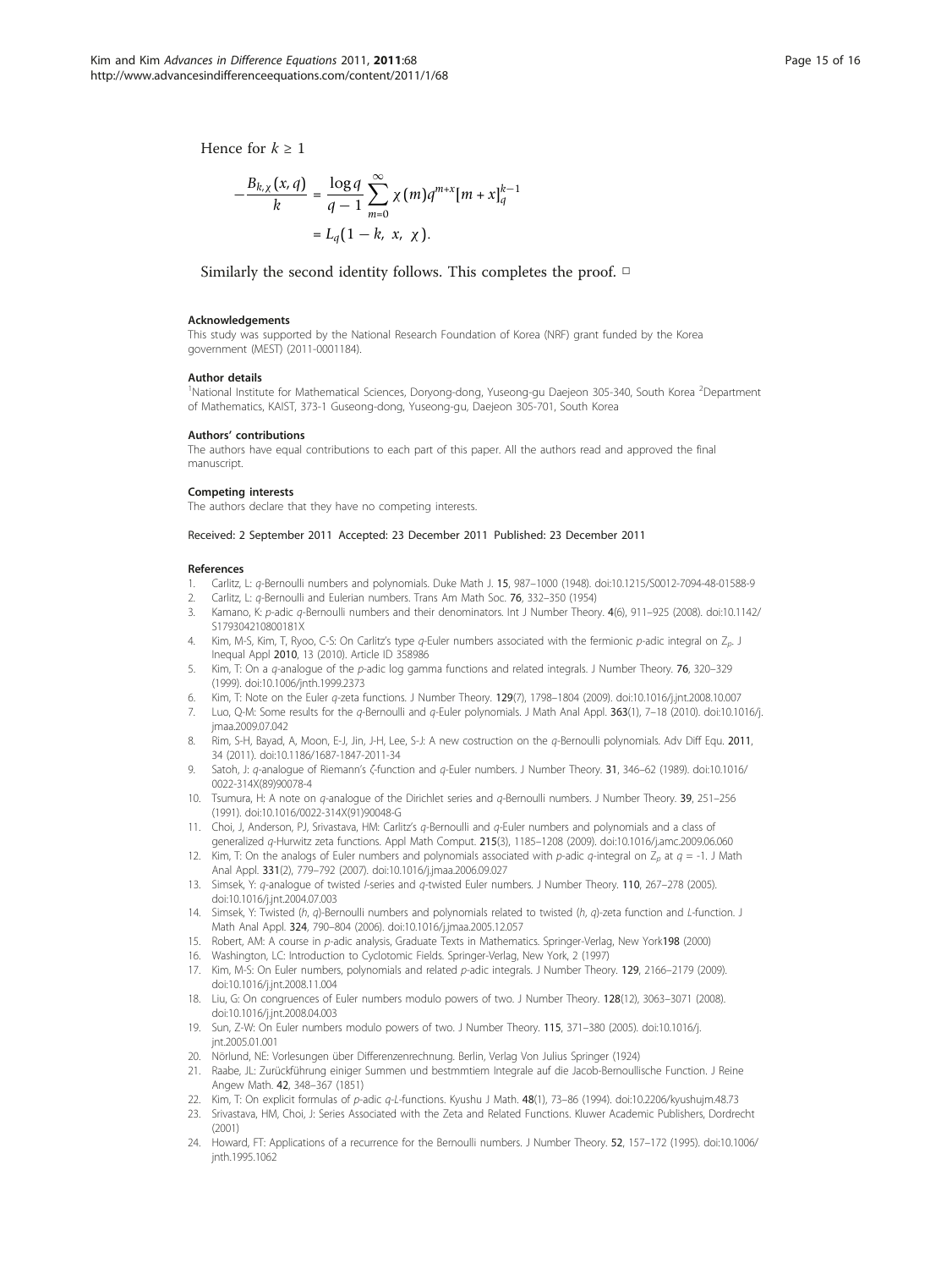Hence for $k \geq 1$

$$-\frac{B_{k,\chi}(x,q)}{k} = \frac{\log q}{q-1}\sum_{m=0}^{\infty}\chi(m)q^{m+x}[m+x]_q^{k-1}$$
$$= L_q(1-k,\ x,\ \chi).$$

Similarly the second identity follows. This completes the proof. □

#### Acknowledgements

This study was supported by the National Research Foundation of Korea (NRF) grant funded by the Korea government (MEST) (2011-0001184).

#### Author details

[1]National Institute for Mathematical Sciences, Doryong-dong, Yuseong-gu Daejeon 305-340, South Korea [2]Department of Mathematics, KAIST, 373-1 Guseong-dong, Yuseong-gu, Daejeon 305-701, South Korea

#### Authors' contributions

The authors have equal contributions to each part of this paper. All the authors read and approved the final manuscript.

#### Competing interests

The authors declare that they have no competing interests.

Received: 2 September 2011 Accepted: 23 December 2011 Published: 23 December 2011

#### References

1. Carlitz, L: *q*-Bernoulli numbers and polynomials. Duke Math J. **15**, 987–1000 (1948). doi:10.1215/S0012-7094-48-01588-9
2. Carlitz, L: *q*-Bernoulli and Eulerian numbers. Trans Am Math Soc. **76**, 332–350 (1954)
3. Kamano, K: *p*-adic *q*-Bernoulli numbers and their denominators. Int J Number Theory. **4**(6), 911–925 (2008). doi:10.1142/S179304210800181X
4. Kim, M-S, Kim, T, Ryoo, C-S: On Carlitz's type *q*-Euler numbers associated with the fermionic *p*-adic integral on $\mathbb{Z}_p$. J Inequal Appl **2010**, 13 (2010). Article ID 358986
5. Kim, T: On a *q*-analogue of the *p*-adic log gamma functions and related integrals. J Number Theory. **76**, 320–329 (1999). doi:10.1006/jnth.1999.2373
6. Kim, T: Note on the Euler *q*-zeta functions. J Number Theory. **129**(7), 1798–1804 (2009). doi:10.1016/j.jnt.2008.10.007
7. Luo, Q-M: Some results for the *q*-Bernoulli and *q*-Euler polynomials. J Math Anal Appl. **363**(1), 7–18 (2010). doi:10.1016/j.jmaa.2009.07.042
8. Rim, S-H, Bayad, A, Moon, E-J, Jin, J-H, Lee, S-J: A new costruction on the *q*-Bernoulli polynomials. Adv Diff Equ. **2011**, 34 (2011). doi:10.1186/1687-1847-2011-34
9. Satoh, J: *q*-analogue of Riemann's ζ-function and *q*-Euler numbers. J Number Theory. **31**, 346–62 (1989). doi:10.1016/0022-314X(89)90078-4
10. Tsumura, H: A note on *q*-analogue of the Dirichlet series and *q*-Bernoulli numbers. J Number Theory. **39**, 251–256 (1991). doi:10.1016/0022-314X(91)90048-G
11. Choi, J, Anderson, PJ, Srivastava, HM: Carlitz's *q*-Bernoulli and *q*-Euler numbers and polynomials and a class of generalized *q*-Hurwitz zeta functions. Appl Math Comput. **215**(3), 1185–1208 (2009). doi:10.1016/j.amc.2009.06.060
12. Kim, T: On the analogs of Euler numbers and polynomials associated with *p*-adic *q*-integral on $\mathbb{Z}_p$ at $q = -1$. J Math Anal Appl. **331**(2), 779–792 (2007). doi:10.1016/j.jmaa.2006.09.027
13. Simsek, Y: *q*-analogue of twisted *l*-series and *q*-twisted Euler numbers. J Number Theory. **110**, 267–278 (2005). doi:10.1016/j.jnt.2004.07.003
14. Simsek, Y: Twisted (*h*, *q*)-Bernoulli numbers and polynomials related to twisted (*h*, *q*)-zeta function and *L*-function. J Math Anal Appl. **324**, 790–804 (2006). doi:10.1016/j.jmaa.2005.12.057
15. Robert, AM: A course in *p*-adic analysis, Graduate Texts in Mathematics. Springer-Verlag, New York198 (2000)
16. Washington, LC: Introduction to Cyclotomic Fields. Springer-Verlag, New York, 2 (1997)
17. Kim, M-S: On Euler numbers, polynomials and related *p*-adic integrals. J Number Theory. **129**, 2166–2179 (2009). doi:10.1016/j.jnt.2008.11.004
18. Liu, G: On congruences of Euler numbers modulo powers of two. J Number Theory. **128**(12), 3063–3071 (2008). doi:10.1016/j.jnt.2008.04.003
19. Sun, Z-W: On Euler numbers modulo powers of two. J Number Theory. **115**, 371–380 (2005). doi:10.1016/j.jnt.2005.01.001
20. Nörlund, NE: Vorlesungen über Differenzenrechnung. Berlin, Verlag Von Julius Springer (1924)
21. Raabe, JL: Zurückführung einiger Summen und bestmmtiem Integrale auf die Jacob-Bernoullische Function. J Reine Angew Math. **42**, 348–367 (1851)
22. Kim, T: On explicit formulas of *p*-adic *q*-*L*-functions. Kyushu J Math. **48**(1), 73–86 (1994). doi:10.2206/kyushujm.48.73
23. Srivastava, HM, Choi, J: Series Associated with the Zeta and Related Functions. Kluwer Academic Publishers, Dordrecht (2001)
24. Howard, FT: Applications of a recurrence for the Bernoulli numbers. J Number Theory. **52**, 157–172 (1995). doi:10.1006/jnth.1995.1062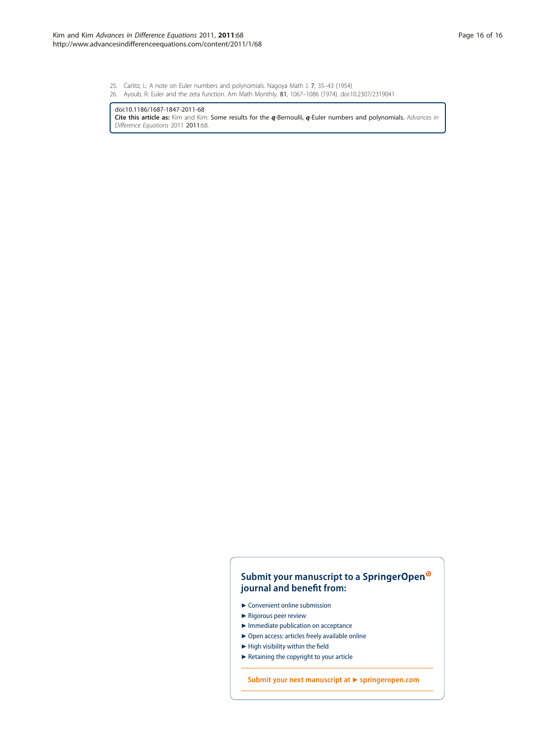25. Carlitz, L: A note on Euler numbers and polynomials. Nagoya Math J. **7**, 35–43 (1954)
26. Ayoub, R: Euler and the zeta function. Am Math Monthly. **81**, 1067–1086 (1974). doi:10.2307/2319041

doi:10.1186/1687-1847-2011-68
**Cite this article as:** Kim and Kim: Some results for the ***q***-Bernoulli, ***q***-Euler numbers and polynomials. *Advances in Difference Equations* 2011 **2011**:68.

**Submit your manuscript to a SpringerOpen journal and benefit from:**

- ► Convenient online submission
- ► Rigorous peer review
- ► Immediate publication on acceptance
- ► Open access: articles freely available online
- ► High visibility within the field
- ► Retaining the copyright to your article

**Submit your next manuscript at ► springeropen.com**